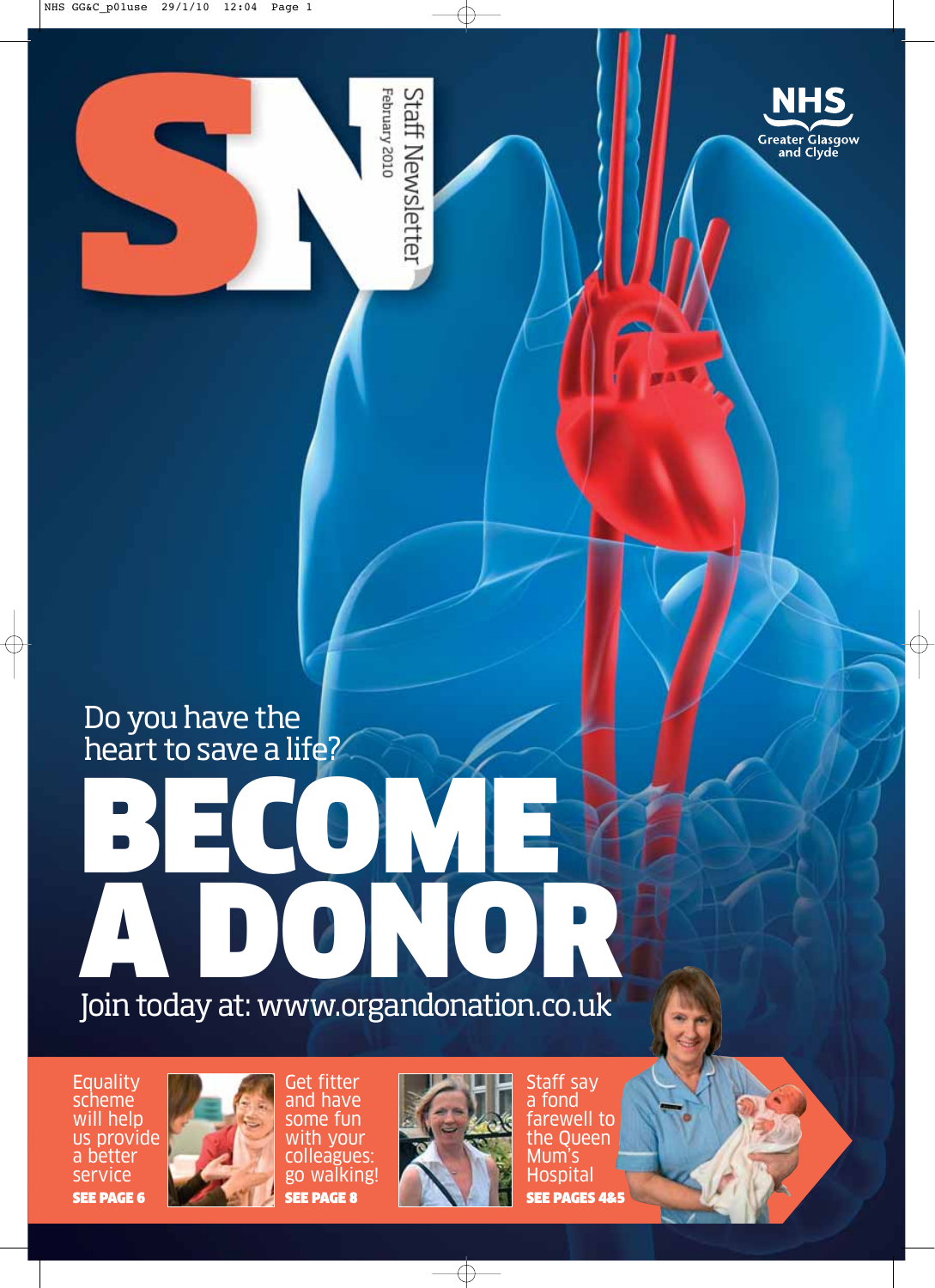# SN

Staff Newsletter
February 2010

NHS Greater Glasgow and Clyde

Do you have the heart to save a life?

# BECOME A DONOR

Join today at: www.organdonation.co.uk

Equality scheme will help us provide a better service
**SEE PAGE 6**

Get fitter and have some fun with your colleagues: go walking!
**SEE PAGE 8**

Staff say a fond farewell to the Queen Mum's Hospital
**SEE PAGES 4&5**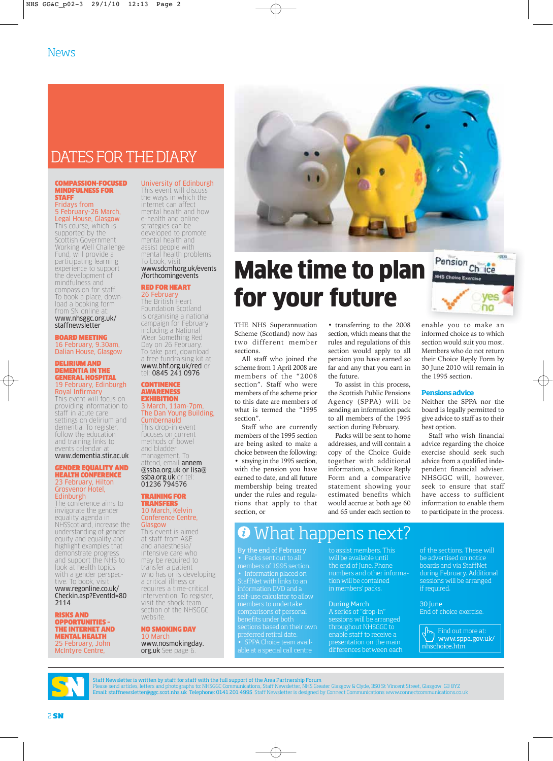News

# DATES FOR THE DIARY

**COMPASSION-FOCUSED MINDFULNESS FOR STAFF**
Fridays from 5 February-26 March, Legal House, Glasgow
This course, which is supported by the Scottish Government Working Well Challenge Fund, will provide a participating learning experience to support the development of mindfulness and compassion for staff. To book a place, download a booking form from SN online at: www.nhsggc.org.uk/staffnewsletter

**BOARD MEETING**
16 February, 9.30am, Dalian House, Glasgow

**DELIRIUM AND DEMENTIA IN THE GENERAL HOSPITAL**
19 February, Edinburgh Royal Infirmary
This event will focus on providing information to staff in acute care settings on delirium and dementia. To register, follow the education and training links to events calendar at www.dementia.stir.ac.uk

**GENDER EQUALITY AND HEALTH CONFERENCE**
23 February, Hilton Grosvenor Hotel, Edinburgh
The conference aims to invigorate the gender equality agenda in NHSScotland, increase the understanding of gender equity and equality and highlight examples that demonstrate progress and support the NHS to look at health topics with a gender perspective. To book, visit www.regonline.co.uk/Checkin.asp?EventId=802114

**RISKS AND OPPORTUNITIES – THE INTERNET AND MENTAL HEALTH**
25 February, John McIntyre Centre, University of Edinburgh
This event will discuss the ways in which the internet can affect mental health and how e-health and online strategies can be developed to promote mental health and assist people with mental health problems. To book, visit www.sdcmhorg.uk/events/forthcomingevents

**RED FOR HEART**
26 February
The British Heart Foundation Scotland is organising a national campaign for February including a National Wear Something Red Day on 26 February. To take part, download a free fundraising kit at: www.bhf.org.uk/red or tel: 0845 241 0976

**CONTINENCE AWARENESS EXHIBITION**
3 March, 11am-7pm, The Dan Young Building, Cumbernauld
This drop-in event focuses on current methods of bowel and bladder management. To attend, email annem@ssba.org.uk or lisa@ssba.org.uk or tel: 01236 794576

**TRAINING FOR TRANSFERS**
10 March, Kelvin Conference Centre, Glasgow
This event is aimed at staff from A&E and anaesthesia/intensive care who may be required to transfer a patient who has or is developing a critical illness or requires a time-critical intervention. To register, visit the shock team section of the NHSGGC website.

**NO SMOKING DAY**
10 March
www.nosmokingday.org.uk See page 6.

# Make time to plan for your future

THE NHS Superannuation Scheme (Scotland) now has two different member sections.

All staff who joined the scheme from 1 April 2008 are members of the "2008 section". Staff who were members of the scheme prior to this date are members of what is termed the "1995 section".

Staff who are currently members of the 1995 section are being asked to make a choice between the following:

- staying in the 1995 section, with the pension you have earned to date, and all future membership being treated under the rules and regulations that apply to that section, or
- transferring to the 2008 section, which means that the rules and regulations of this section would apply to all pension you have earned so far and any that you earn in the future.

To assist in this process, the Scottish Public Pensions Agency (SPPA) will be sending an information pack to all members of the 1995 section during February.

Packs will be sent to home addresses, and will contain a copy of the Choice Guide together with additional information, a Choice Reply Form and a comparative statement showing your estimated benefits which would accrue at both age 60 and 65 under each section to enable you to make an informed choice as to which section would suit you most. Members who do not return their Choice Reply Form by 30 June 2010 will remain in the 1995 section.

### Pensions advice

Neither the SPPA nor the board is legally permitted to give advice to staff as to their best option.

Staff who wish financial advice regarding the choice exercise should seek such advice from a qualified independent financial adviser. NHSGGC will, however, seek to ensure that staff have access to sufficient information to enable them to participate in the process.

## What happens next?

**By the end of February**
- Packs sent out to all members of 1995 section.
- Information placed on StaffNet with links to an information DVD and a self-use calculator to allow members to undertake comparisons of personal benefits under both sections based on their own preferred retiral date.
- SPPA Choice team available at a special call centre to assist members. This will be available until the end of June. Phone numbers and other information will be contained in members' packs.

**During March**
A series of "drop-in" sessions will be arranged throughout NHSGGC to enable staff to receive a presentation on the main differences between each of the sections. These will be advertised on notice boards and via StaffNet during February. Additional sessions will be arranged if required.

**30 June**
End of choice exercise.

Find out more at: www.sppa.gov.uk/nhschoice.htm

Staff Newsletter is written by staff for staff with the full support of the Area Partnership Forum
Please send articles, letters and photographs to: NHSGGC Communications, Staff Newsletter, NHS Greater Glasgow & Clyde, 350 St Vincent Street, Glasgow G3 8YZ
Email: staffnewsletter@ggc.scot.nhs.uk Telephone: 0141 201 4995 Staff Newsletter is designed by Connect Communications www.connectcommunications.co.uk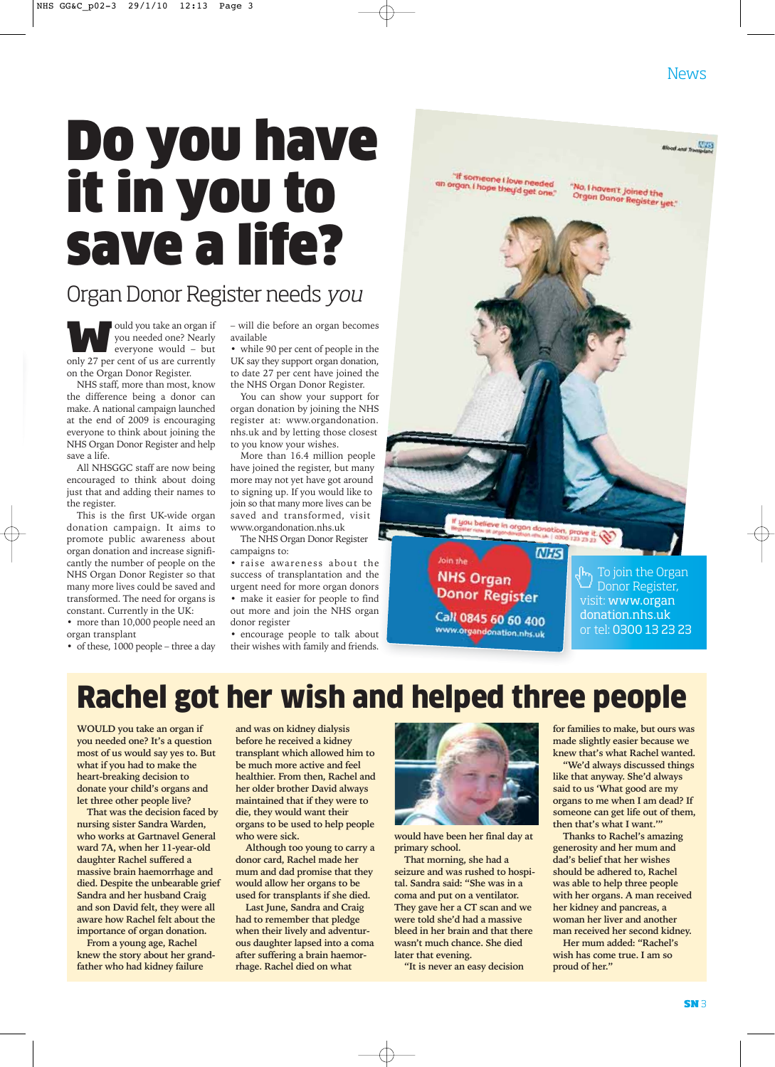# Do you have it in you to save a life?

## Organ Donor Register needs *you*

Would you take an organ if you needed one? Nearly everyone would – but only 27 per cent of us are currently on the Organ Donor Register.

NHS staff, more than most, know the difference being a donor can make. A national campaign launched at the end of 2009 is encouraging everyone to think about joining the NHS Organ Donor Register and help save a life.

All NHSGGC staff are now being encouraged to think about doing just that and adding their names to the register.

This is the first UK-wide organ donation campaign. It aims to promote public awareness about organ donation and increase significantly the number of people on the NHS Organ Donor Register so that many more lives could be saved and transformed. The need for organs is constant. Currently in the UK:

- more than 10,000 people need an organ transplant
- of these, 1000 people – three a day – will die before an organ becomes available
- while 90 per cent of people in the UK say they support organ donation, to date 27 per cent have joined the the NHS Organ Donor Register.

You can show your support for organ donation by joining the NHS register at: www.organdonation.nhs.uk and by letting those closest to you know your wishes.

More than 16.4 million people have joined the register, but many more may not yet have got around to signing up. If you would like to join so that many more lives can be saved and transformed, visit www.organdonation.nhs.uk

The NHS Organ Donor Register campaigns to:

- raise awareness about the success of transplantation and the urgent need for more organ donors
- make it easier for people to find out more and join the NHS organ donor register
- encourage people to talk about their wishes with family and friends.

To join the Organ Donor Register, visit: **www.organdonation.nhs.uk** or tel: **0300 13 23 23**

# Rachel got her wish and helped three people

**WOULD you take an organ if you needed one? It's a question most of us would say yes to. But what if you had to make the heart-breaking decision to donate your child's organs and let three other people live?**

**That was the decision faced by nursing sister Sandra Warden, who works at Gartnavel General ward 7A, when her 11-year-old daughter Rachel suffered a massive brain haemorrhage and died. Despite the unbearable grief Sandra and her husband Craig and son David felt, they were all aware how Rachel felt about the importance of organ donation.**

**From a young age, Rachel knew the story about her grandfather who had kidney failure and was on kidney dialysis before he received a kidney transplant which allowed him to be much more active and feel healthier. From then, Rachel and her older brother David always maintained that if they were to die, they would want their organs to be used to help people who were sick.**

**Although too young to carry a donor card, Rachel made her mum and dad promise that they would allow her organs to be used for transplants if she died.**

**Last June, Sandra and Craig had to remember that pledge when their lively and adventurous daughter lapsed into a coma after suffering a brain haemorrhage. Rachel died on what would have been her final day at primary school.**

**That morning, she had a seizure and was rushed to hospital. Sandra said: "She was in a coma and put on a ventilator. They gave her a CT scan and we were told she'd had a massive bleed in her brain and that there wasn't much chance. She died later that evening.**

**"It is never an easy decision for families to make, but ours was made slightly easier because we knew that's what Rachel wanted.**

**"We'd always discussed things like that anyway. She'd always said to us 'What good are my organs to me when I am dead? If someone can get life out of them, then that's what I want.'"**

**Thanks to Rachel's amazing generosity and her mum and dad's belief that her wishes should be adhered to, Rachel was able to help three people with her organs. A man received her kidney and pancreas, a woman her liver and another man received her second kidney.**

**Her mum added: "Rachel's wish has come true. I am so proud of her."**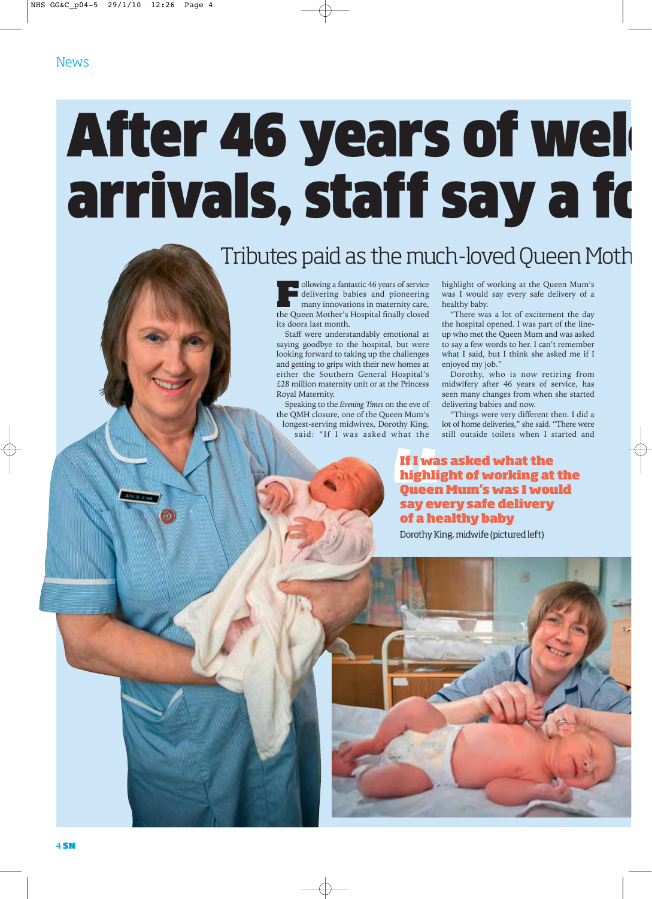News

# After 46 years of wel arrivals, staff say a fo

## Tributes paid as the much-loved Queen Moth

Following a fantastic 46 years of service delivering babies and pioneering many innovations in maternity care, the Queen Mother's Hospital finally closed its doors last month.

Staff were understandably emotional at saying goodbye to the hospital, but were looking forward to taking up the challenges and getting to grips with their new homes at either the Southern General Hospital's £28 million maternity unit or at the Princess Royal Maternity.

Speaking to the *Evening Times* on the eve of the QMH closure, one of the Queen Mum's longest-serving midwives, Dorothy King, said: "If I was asked what the highlight of working at the Queen Mum's was I would say every safe delivery of a healthy baby.

"There was a lot of excitement the day the hospital opened. I was part of the line-up who met the Queen Mum and was asked to say a few words to her. I can't remember what I said, but I think she asked me if I enjoyed my job."

Dorothy, who is now retiring from midwifery after 46 years of service, has seen many changes from when she started delivering babies and now.

"Things were very different then. I did a lot of home deliveries," she said. "There were still outside toilets when I started and

> **If I was asked what the highlight of working at the Queen Mum's was I would say every safe delivery of a healthy baby**
>
> Dorothy King, midwife (pictured left)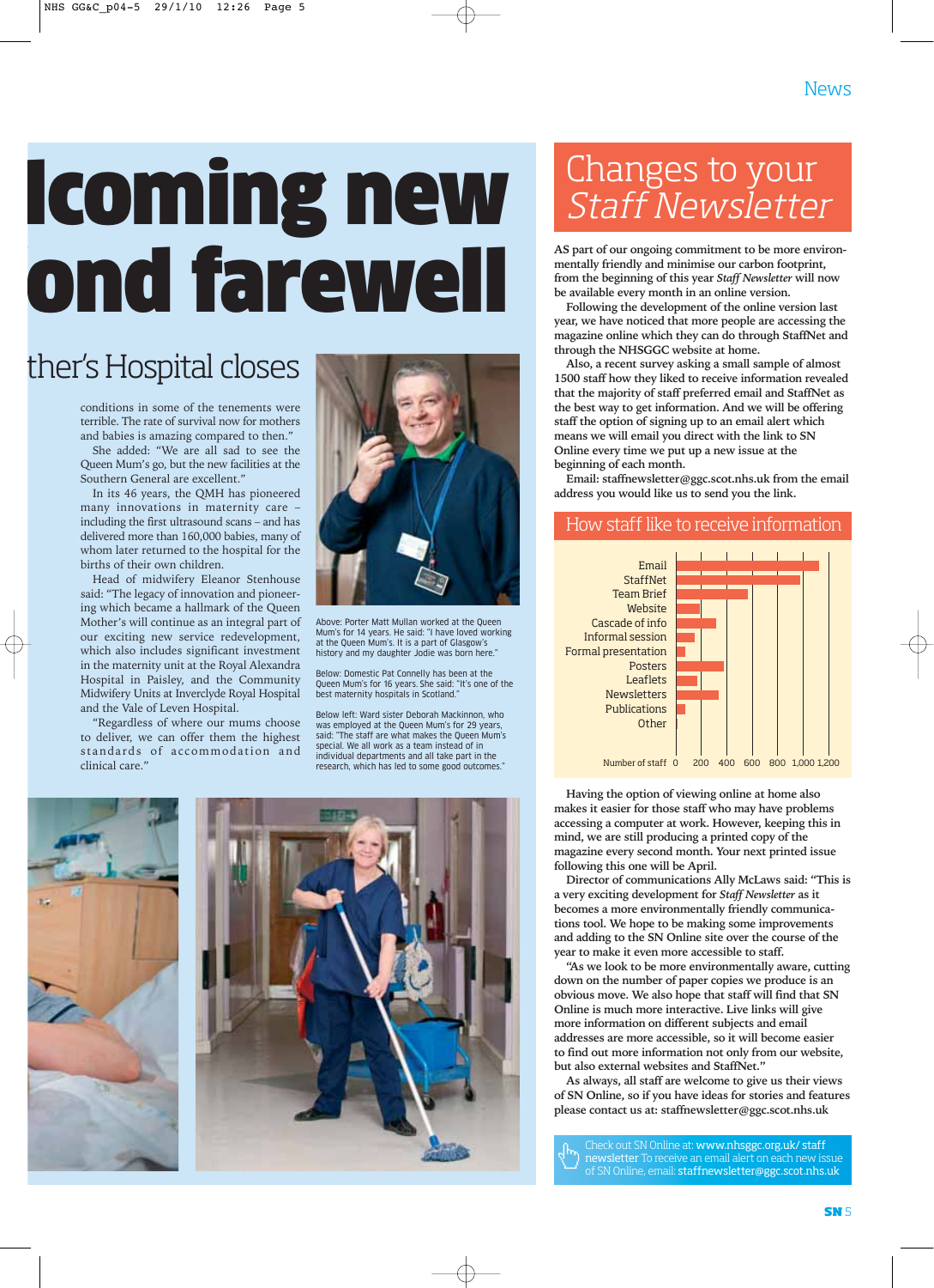# lcoming new ond farewell

## ther's Hospital closes

conditions in some of the tenements were terrible. The rate of survival now for mothers and babies is amazing compared to then."

She added: "We are all sad to see the Queen Mum's go, but the new facilities at the Southern General are excellent."

In its 46 years, the QMH has pioneered many innovations in maternity care – including the first ultrasound scans – and has delivered more than 160,000 babies, many of whom later returned to the hospital for the births of their own children.

Head of midwifery Eleanor Stenhouse said: "The legacy of innovation and pioneering which became a hallmark of the Queen Mother's will continue as an integral part of our exciting new service redevelopment, which also includes significant investment in the maternity unit at the Royal Alexandra Hospital in Paisley, and the Community Midwifery Units at Inverclyde Royal Hospital and the Vale of Leven Hospital.

"Regardless of where our mums choose to deliver, we can offer them the highest standards of accommodation and clinical care."

Above: Porter Matt Mullan worked at the Queen Mum's for 14 years. He said: "I have loved working at the Queen Mum's. It is a part of Glasgow's history and my daughter Jodie was born here."

Below: Domestic Pat Connelly has been at the Queen Mum's for 16 years. She said: "It's one of the best maternity hospitals in Scotland."

Below left: Ward sister Deborah Mackinnon, who was employed at the Queen Mum's for 29 years, said: "The staff are what makes the Queen Mum's special. We all work as a team instead of in individual departments and all take part in the research, which has led to some good outcomes."

# Changes to your *Staff Newsletter*

**AS part of our ongoing commitment to be more environmentally friendly and minimise our carbon footprint, from the beginning of this year *Staff Newsletter* will now be available every month in an online version.**

Following the development of the online version last year, we have noticed that more people are accessing the magazine online which they can do through StaffNet and through the NHSGGC website at home.

Also, a recent survey asking a small sample of almost 1500 staff how they liked to receive information revealed that the majority of staff preferred email and StaffNet as the best way to get information. And we will be offering staff the option of signing up to an email alert which means we will email you direct with the link to SN Online every time we put up a new issue at the beginning of each month.

Email: staffnewsletter@ggc.scot.nhs.uk from the email address you would like us to send you the link.

## How staff like to receive information

| Method | Number of staff (approx.) |
|---|---|
| Email | ~1,130 |
| StaffNet | ~980 |
| Team Brief | ~560 |
| Website | ~180 |
| Cascade of info | ~310 |
| Informal session | ~140 |
| Formal presentation | ~60 |
| Posters | ~370 |
| Leaflets | ~160 |
| Newsletters | ~330 |
| Publications | ~60 |
| Other | ~0 |

Having the option of viewing online at home also makes it easier for those staff who may have problems accessing a computer at work. However, keeping this in mind, we are still producing a printed copy of the magazine every second month. Your next printed issue following this one will be April.

Director of communications Ally McLaws said: "This is a very exciting development for *Staff Newsletter* as it becomes a more environmentally friendly communications tool. We hope to be making some improvements and adding to the SN Online site over the course of the year to make it even more accessible to staff.

"As we look to be more environmentally aware, cutting down on the number of paper copies we produce is an obvious move. We also hope that staff will find that SN Online is much more interactive. Live links will give more information on different subjects and email addresses are more accessible, so it will become easier to find out more information not only from our website, but also external websites and StaffNet."

As always, all staff are welcome to give us their views of SN Online, so if you have ideas for stories and features please contact us at: staffnewsletter@ggc.scot.nhs.uk

Check out SN Online at: **www.nhsggc.org.uk/ staff newsletter** To receive an email alert on each new issue of SN Online, email: **staffnewsletter@ggc.scot.nhs.uk**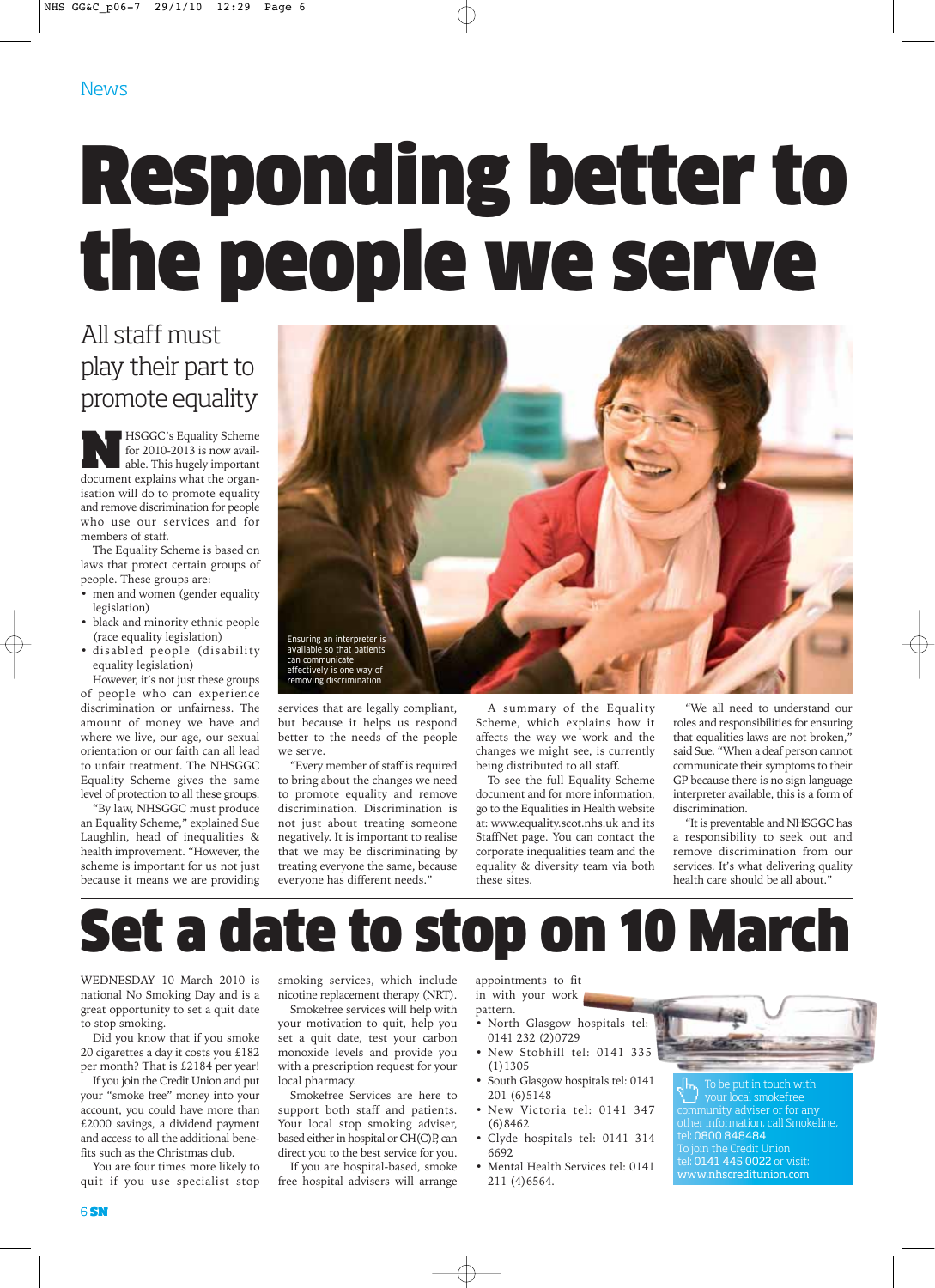News

# Responding better to the people we serve

## All staff must play their part to promote equality

NHSGGC's Equality Scheme for 2010-2013 is now available. This hugely important document explains what the organisation will do to promote equality and remove discrimination for people who use our services and for members of staff.

The Equality Scheme is based on laws that protect certain groups of people. These groups are:

- men and women (gender equality legislation)
- black and minority ethnic people (race equality legislation)
- disabled people (disability equality legislation)

However, it's not just these groups of people who can experience discrimination or unfairness. The amount of money we have and where we live, our age, our sexual orientation or our faith can all lead to unfair treatment. The NHSGGC Equality Scheme gives the same level of protection to all these groups.

"By law, NHSGGC must produce an Equality Scheme," explained Sue Laughlin, head of inequalities & health improvement. "However, the scheme is important for us not just because it means we are providing services that are legally compliant, but because it helps us respond better to the needs of the people we serve.

"Every member of staff is required to bring about the changes we need to promote equality and remove discrimination. Discrimination is not just about treating someone negatively. It is important to realise that we may be discriminating by treating everyone the same, because everyone has different needs."

Ensuring an interpreter is available so that patients can communicate effectively is one way of removing discrimination

A summary of the Equality Scheme, which explains how it affects the way we work and the changes we might see, is currently being distributed to all staff.

To see the full Equality Scheme document and for more information, go to the Equalities in Health website at: www.equality.scot.nhs.uk and its StaffNet page. You can contact the corporate inequalities team and the equality & diversity team via both these sites.

"We all need to understand our roles and responsibilities for ensuring that equalities laws are not broken," said Sue. "When a deaf person cannot communicate their symptoms to their GP because there is no sign language interpreter available, this is a form of discrimination.

"It is preventable and NHSGGC has a responsibility to seek out and remove discrimination from our services. It's what delivering quality health care should be all about."

# Set a date to stop on 10 March

WEDNESDAY 10 March 2010 is national No Smoking Day and is a great opportunity to set a quit date to stop smoking.

Did you know that if you smoke 20 cigarettes a day it costs you £182 per month? That is £2184 per year!

If you join the Credit Union and put your "smoke free" money into your account, you could have more than £2000 savings, a dividend payment and access to all the additional benefits such as the Christmas club.

You are four times more likely to quit if you use specialist stop smoking services, which include nicotine replacement therapy (NRT).

Smokefree services will help with your motivation to quit, help you set a quit date, test your carbon monoxide levels and provide you with a prescription request for your local pharmacy.

Smokefree Services are here to support both staff and patients. Your local stop smoking adviser, based either in hospital or CH(C)P, can direct you to the best service for you.

If you are hospital-based, smoke free hospital advisers will arrange appointments to fit in with your work pattern.

- North Glasgow hospitals tel: 0141 232 (2)0729
- New Stobhill tel: 0141 335 (1)1305
- South Glasgow hospitals tel: 0141 201 (6)5148
- New Victoria tel: 0141 347 (6)8462
- Clyde hospitals tel: 0141 314 6692
- Mental Health Services tel: 0141 211 (4)6564.

To be put in touch with your local smokefree community adviser or for any other information, call Smokeline, tel: 0800 848484
To join the Credit Union tel: 0141 445 0022 or visit: www.nhscreditunion.com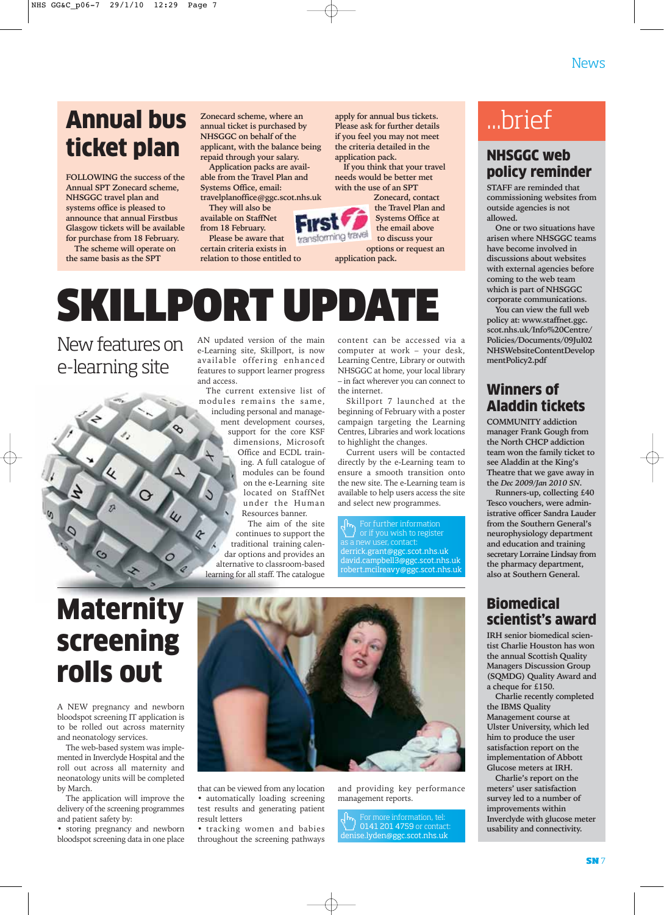# Annual bus ticket plan

FOLLOWING the success of the Annual SPT Zonecard scheme, NHSGGC travel plan and systems office is pleased to announce that annual Firstbus Glasgow tickets will be available for purchase from 18 February.

The scheme will operate on the same basis as the SPT Zonecard scheme, where an annual ticket is purchased by NHSGGC on behalf of the applicant, with the balance being repaid through your salary.

Application packs are available from the Travel Plan and Systems Office, email: travelplanoffice@ggc.scot.nhs.uk

They will also be available on StaffNet from 18 February.

Please be aware that certain criteria exists in relation to those entitled to apply for annual bus tickets. Please ask for further details if you feel you may not meet the criteria detailed in the application pack.

If you think that your travel needs would be better met with the use of an SPT Zonecard, contact the Travel Plan and Systems Office at the email above to discuss your options or request an application pack.

First transforming travel

# SKILLPORT UPDATE

## New features on e-learning site

AN updated version of the main e-Learning site, Skillport, is now available offering enhanced features to support learner progress and access.

The current extensive list of modules remains the same, including personal and management development courses, support for the core KSF dimensions, Microsoft Office and ECDL training. A full catalogue of modules can be found on the e-Learning site located on StaffNet under the Human Resources banner.

The aim of the site continues to support the traditional training calendar options and provides an alternative to classroom-based learning for all staff. The catalogue content can be accessed via a computer at work – your desk, Learning Centre, Library or outwith NHSGGC at home, your local library – in fact wherever you can connect to the internet.

Skillport 7 launched at the beginning of February with a poster campaign targeting the Learning Centres, Libraries and work locations to highlight the changes.

Current users will be contacted directly by the e-Learning team to ensure a smooth transition onto the new site. The e-Learning team is available to help users access the site and select new programmes.

For further information or if you wish to register as a new user, contact:
derrick.grant@ggc.scot.nhs.uk
david.campbell3@ggc.scot.nhs.uk
robert.mcilreavy@ggc.scot.nhs.uk

# Maternity screening rolls out

A NEW pregnancy and newborn bloodspot screening IT application is to be rolled out across maternity and neonatology services.

The web-based system was implemented in Inverclyde Hospital and the roll out across all maternity and neonatology units will be completed by March.

The application will improve the delivery of the screening programmes and patient safety by:

- storing pregnancy and newborn bloodspot screening data in one place that can be viewed from any location
- automatically loading screening test results and generating patient result letters
- tracking women and babies throughout the screening pathways and providing key performance management reports.

For more information, tel: 0141 201 4759 or contact: denise.lyden@ggc.scot.nhs.uk

# ...brief

## NHSGGC web policy reminder

STAFF are reminded that commissioning websites from outside agencies is not allowed.

One or two situations have arisen where NHSGGC teams have become involved in discussions about websites with external agencies before coming to the web team which is part of NHSGGC corporate communications.

You can view the full web policy at: www.staffnet.ggc.scot.nhs.uk/Info%20Centre/Policies/Documents/09Jul02NHSWebsiteContentDevelopmentPolicy2.pdf

## Winners of Aladdin tickets

COMMUNITY addiction manager Frank Gough from the North CHCP addiction team won the family ticket to see Aladdin at the King's Theatre that we gave away in the *Dec 2009/Jan 2010 SN*.

Runners-up, collecting £40 Tesco vouchers, were administrative officer Sandra Lauder from the Southern General's neurophysiology department and education and training secretary Lorraine Lindsay from the pharmacy department, also at Southern General.

## Biomedical scientist's award

IRH senior biomedical scientist Charlie Houston has won the annual Scottish Quality Managers Discussion Group (SQMDG) Quality Award and a cheque for £150.

Charlie recently completed the IBMS Quality Management course at Ulster University, which led him to produce the user satisfaction report on the implementation of Abbott Glucose meters at IRH.

Charlie's report on the meters' user satisfaction survey led to a number of improvements within Inverclyde with glucose meter usability and connectivity.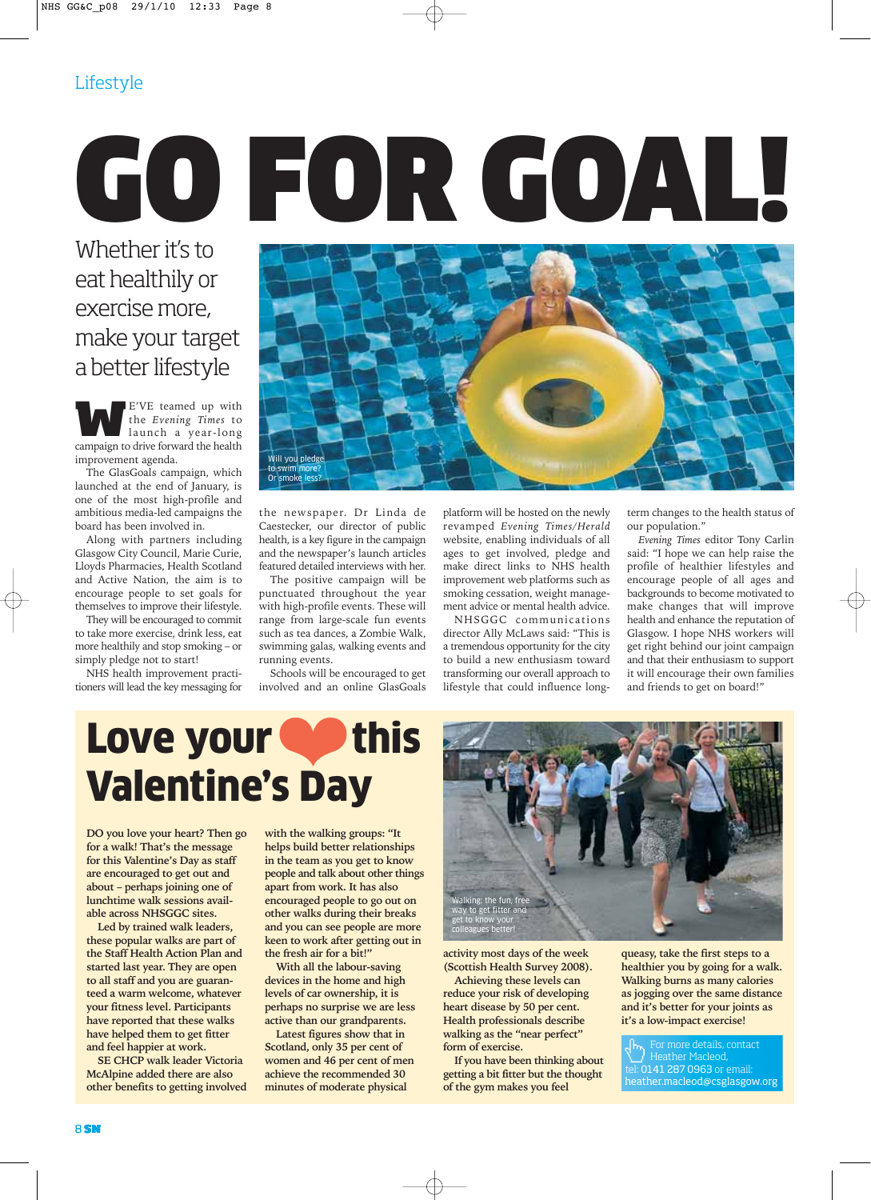Lifestyle

# GO FOR GOAL!

## Whether it's to eat healthily or exercise more, make your target a better lifestyle

Will you pledge to swim more? Or smoke less?

WE'VE teamed up with the *Evening Times* to launch a year-long campaign to drive forward the health improvement agenda.

The GlasGoals campaign, which launched at the end of January, is one of the most high-profile and ambitious media-led campaigns the board has been involved in.

Along with partners including Glasgow City Council, Marie Curie, Lloyds Pharmacies, Health Scotland and Active Nation, the aim is to encourage people to set goals for themselves to improve their lifestyle.

They will be encouraged to commit to take more exercise, drink less, eat more healthily and stop smoking – or simply pledge not to start!

NHS health improvement practitioners will lead the key messaging for the newspaper. Dr Linda de Caestecker, our director of public health, is a key figure in the campaign and the newspaper's launch articles featured detailed interviews with her.

The positive campaign will be punctuated throughout the year with high-profile events. These will range from large-scale fun events such as tea dances, a Zombie Walk, swimming galas, walking events and running events.

Schools will be encouraged to get involved and an online GlasGoals platform will be hosted on the newly revamped *Evening Times/Herald* website, enabling individuals of all ages to get involved, pledge and make direct links to NHS health improvement web platforms such as smoking cessation, weight management advice or mental health advice.

NHSGGC communications director Ally McLaws said: "This is a tremendous opportunity for the city to build a new enthusiasm toward transforming our overall approach to lifestyle that could influence long-term changes to the health status of our population."

*Evening Times* editor Tony Carlin said: "I hope we can help raise the profile of healthier lifestyles and encourage people of all ages and backgrounds to become motivated to make changes that will improve health and enhance the reputation of Glasgow. I hope NHS workers will get right behind our joint campaign and that their enthusiasm to support it will encourage their own families and friends to get on board!"

## Love your ❤ this Valentine's Day

**DO you love your heart? Then go for a walk! That's the message for this Valentine's Day as staff are encouraged to get out and about – perhaps joining one of lunchtime walk sessions available across NHSGGC sites.**

**Led by trained walk leaders, these popular walks are part of the Staff Health Action Plan and started last year. They are open to all staff and you are guaranteed a warm welcome, whatever your fitness level. Participants have reported that these walks have helped them to get fitter and feel happier at work.**

**SE CHCP walk leader Victoria McAlpine added there are also other benefits to getting involved with the walking groups: "It helps build better relationships in the team as you get to know people and talk about other things apart from work. It has also encouraged people to go out on other walks during their breaks and you can see people are more keen to work after getting out in the fresh air for a bit!"**

**With all the labour-saving devices in the home and high levels of car ownership, it is perhaps no surprise we are less active than our grandparents.**

**Latest figures show that in Scotland, only 35 per cent of women and 46 per cent of men achieve the recommended 30 minutes of moderate physical activity most days of the week (Scottish Health Survey 2008).**

**Achieving these levels can reduce your risk of developing heart disease by 50 per cent. Health professionals describe walking as the "near perfect" form of exercise.**

**If you have been thinking about getting a bit fitter but the thought of the gym makes you feel queasy, take the first steps to a healthier you by going for a walk. Walking burns as many calories as jogging over the same distance and it's better for your joints as it's a low-impact exercise!**

Walking: the fun, free way to get fitter and get to know your colleagues better!

For more details, contact Heather Macleod, tel: 0141 287 0963 or email: heather.macleod@csglasgow.org